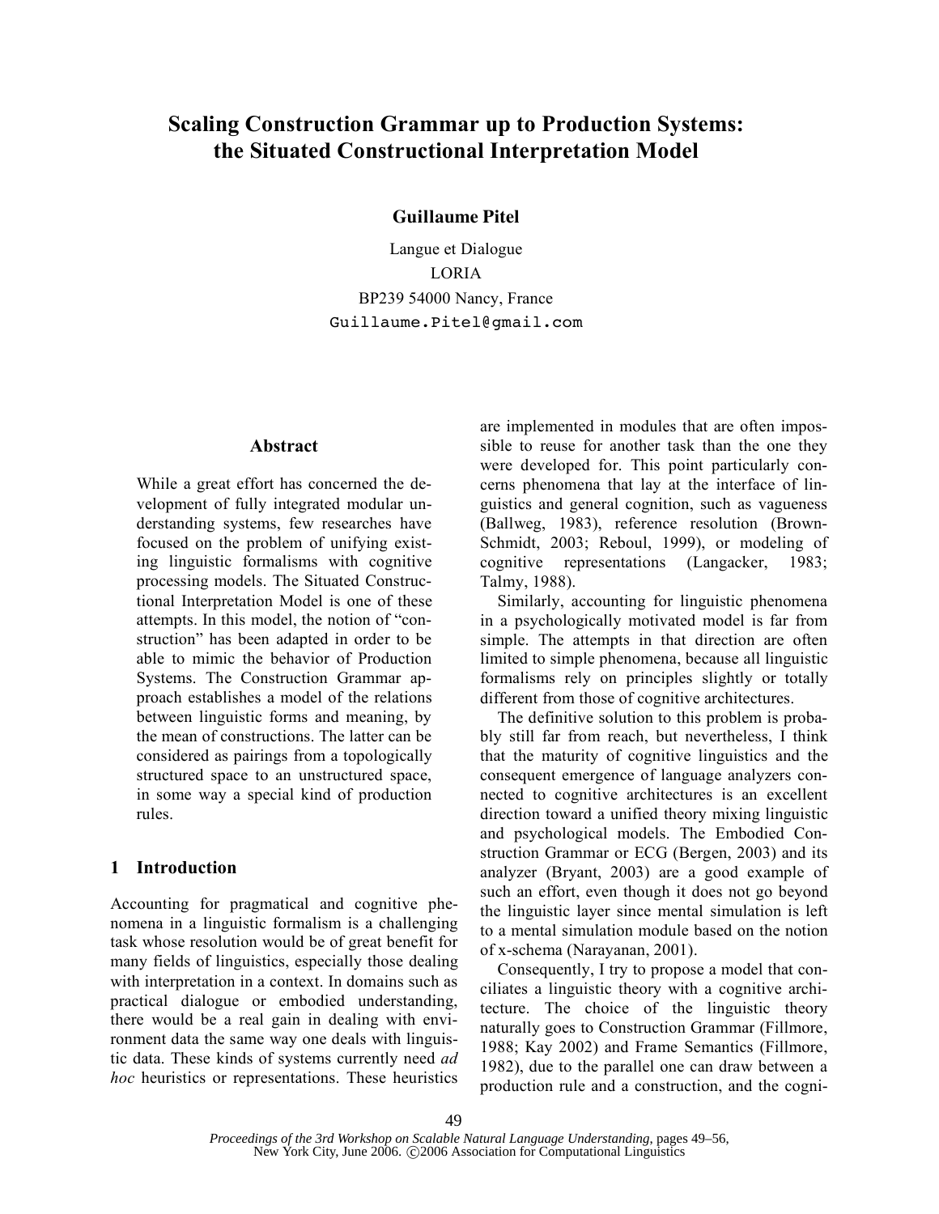# Scaling Construction Grammar up to Production Systems: the Situated Constructional Interpretation Model

**Guillaume Pitel**

Langue et Dialogue
LORIA
BP239 54000 Nancy, France
Guillaume.Pitel@gmail.com

## Abstract

While a great effort has concerned the development of fully integrated modular understanding systems, few researches have focused on the problem of unifying existing linguistic formalisms with cognitive processing models. The Situated Constructional Interpretation Model is one of these attempts. In this model, the notion of "construction" has been adapted in order to be able to mimic the behavior of Production Systems. The Construction Grammar approach establishes a model of the relations between linguistic forms and meaning, by the mean of constructions. The latter can be considered as pairings from a topologically structured space to an unstructured space, in some way a special kind of production rules.

## 1 Introduction

Accounting for pragmatical and cognitive phenomena in a linguistic formalism is a challenging task whose resolution would be of great benefit for many fields of linguistics, especially those dealing with interpretation in a context. In domains such as practical dialogue or embodied understanding, there would be a real gain in dealing with environment data the same way one deals with linguistic data. These kinds of systems currently need *ad hoc* heuristics or representations. These heuristics are implemented in modules that are often impossible to reuse for another task than the one they were developed for. This point particularly concerns phenomena that lay at the interface of linguistics and general cognition, such as vagueness (Ballweg, 1983), reference resolution (Brown-Schmidt, 2003; Reboul, 1999), or modeling of cognitive representations (Langacker, 1983; Talmy, 1988).

Similarly, accounting for linguistic phenomena in a psychologically motivated model is far from simple. The attempts in that direction are often limited to simple phenomena, because all linguistic formalisms rely on principles slightly or totally different from those of cognitive architectures.

The definitive solution to this problem is probably still far from reach, but nevertheless, I think that the maturity of cognitive linguistics and the consequent emergence of language analyzers connected to cognitive architectures is an excellent direction toward a unified theory mixing linguistic and psychological models. The Embodied Construction Grammar or ECG (Bergen, 2003) and its analyzer (Bryant, 2003) are a good example of such an effort, even though it does not go beyond the linguistic layer since mental simulation is left to a mental simulation module based on the notion of x-schema (Narayanan, 2001).

Consequently, I try to propose a model that conciliates a linguistic theory with a cognitive architecture. The choice of the linguistic theory naturally goes to Construction Grammar (Fillmore, 1988; Kay 2002) and Frame Semantics (Fillmore, 1982), due to the parallel one can draw between a production rule and a construction, and the cogni-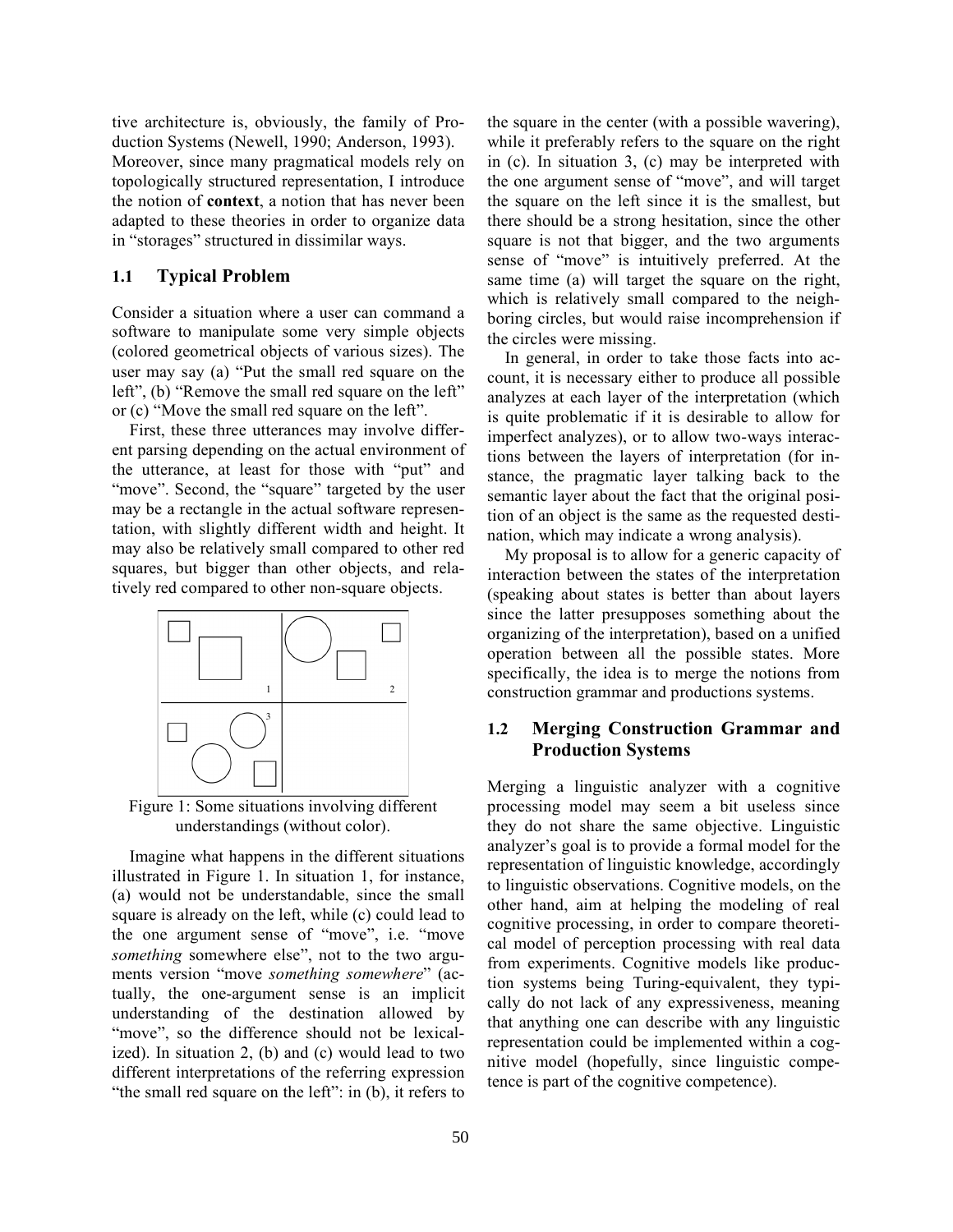tive architecture is, obviously, the family of Production Systems (Newell, 1990; Anderson, 1993). Moreover, since many pragmatical models rely on topologically structured representation, I introduce the notion of **context**, a notion that has never been adapted to these theories in order to organize data in "storages" structured in dissimilar ways.

### 1.1 Typical Problem

Consider a situation where a user can command a software to manipulate some very simple objects (colored geometrical objects of various sizes). The user may say (a) "Put the small red square on the left", (b) "Remove the small red square on the left" or (c) "Move the small red square on the left".

First, these three utterances may involve different parsing depending on the actual environment of the utterance, at least for those with "put" and "move". Second, the "square" targeted by the user may be a rectangle in the actual software representation, with slightly different width and height. It may also be relatively small compared to other red squares, but bigger than other objects, and relatively red compared to other non-square objects.

Figure 1: Some situations involving different understandings (without color).

Imagine what happens in the different situations illustrated in Figure 1. In situation 1, for instance, (a) would not be understandable, since the small square is already on the left, while (c) could lead to the one argument sense of "move", i.e. "move *something* somewhere else", not to the two arguments version "move *something somewhere*" (actually, the one-argument sense is an implicit understanding of the destination allowed by "move", so the difference should not be lexicalized). In situation 2, (b) and (c) would lead to two different interpretations of the referring expression "the small red square on the left": in (b), it refers to the square in the center (with a possible wavering), while it preferably refers to the square on the right in (c). In situation 3, (c) may be interpreted with the one argument sense of "move", and will target the square on the left since it is the smallest, but there should be a strong hesitation, since the other square is not that bigger, and the two arguments sense of "move" is intuitively preferred. At the same time (a) will target the square on the right, which is relatively small compared to the neighboring circles, but would raise incomprehension if the circles were missing.

In general, in order to take those facts into account, it is necessary either to produce all possible analyzes at each layer of the interpretation (which is quite problematic if it is desirable to allow for imperfect analyzes), or to allow two-ways interactions between the layers of interpretation (for instance, the pragmatic layer talking back to the semantic layer about the fact that the original position of an object is the same as the requested destination, which may indicate a wrong analysis).

My proposal is to allow for a generic capacity of interaction between the states of the interpretation (speaking about states is better than about layers since the latter presupposes something about the organizing of the interpretation), based on a unified operation between all the possible states. More specifically, the idea is to merge the notions from construction grammar and productions systems.

### 1.2 Merging Construction Grammar and Production Systems

Merging a linguistic analyzer with a cognitive processing model may seem a bit useless since they do not share the same objective. Linguistic analyzer's goal is to provide a formal model for the representation of linguistic knowledge, accordingly to linguistic observations. Cognitive models, on the other hand, aim at helping the modeling of real cognitive processing, in order to compare theoretical model of perception processing with real data from experiments. Cognitive models like production systems being Turing-equivalent, they typically do not lack of any expressiveness, meaning that anything one can describe with any linguistic representation could be implemented within a cognitive model (hopefully, since linguistic competence is part of the cognitive competence).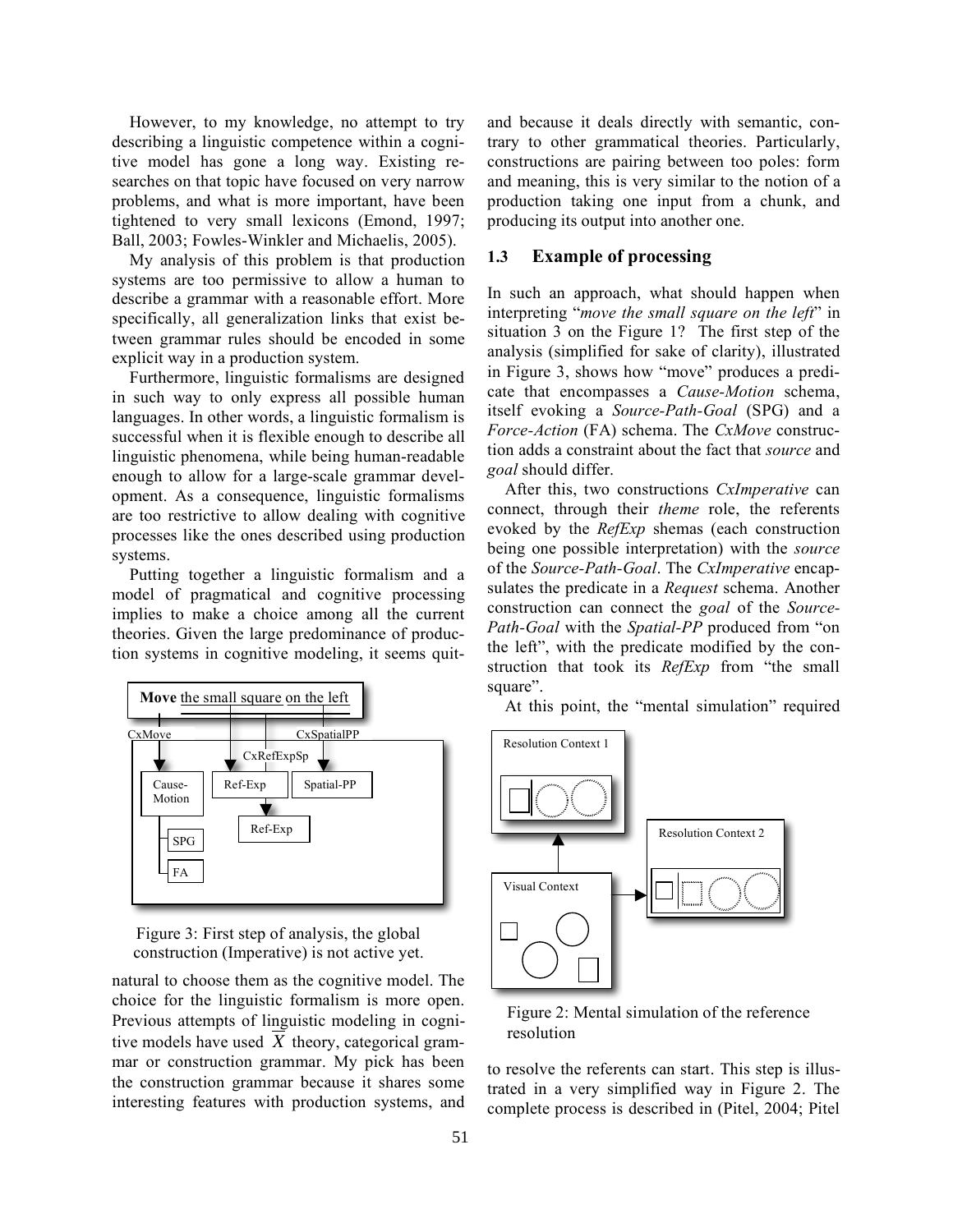However, to my knowledge, no attempt to try describing a linguistic competence within a cognitive model has gone a long way. Existing researches on that topic have focused on very narrow problems, and what is more important, have been tightened to very small lexicons (Emond, 1997; Ball, 2003; Fowles-Winkler and Michaelis, 2005).

My analysis of this problem is that production systems are too permissive to allow a human to describe a grammar with a reasonable effort. More specifically, all generalization links that exist between grammar rules should be encoded in some explicit way in a production system.

Furthermore, linguistic formalisms are designed in such way to only express all possible human languages. In other words, a linguistic formalism is successful when it is flexible enough to describe all linguistic phenomena, while being human-readable enough to allow for a large-scale grammar development. As a consequence, linguistic formalisms are too restrictive to allow dealing with cognitive processes like the ones described using production systems.

Putting together a linguistic formalism and a model of pragmatical and cognitive processing implies to make a choice among all the current theories. Given the large predominance of production systems in cognitive modeling, it seems quit-natural to choose them as the cognitive model. The choice for the linguistic formalism is more open. Previous attempts of linguistic modeling in cognitive models have used $\overline{X}$ theory, categorical grammar or construction grammar. My pick has been the construction grammar because it shares some interesting features with production systems, and and because it deals directly with semantic, contrary to other grammatical theories. Particularly, constructions are pairing between too poles: form and meaning, this is very similar to the notion of a production taking one input from a chunk, and producing its output into another one.

Figure 3: First step of analysis, the global construction (Imperative) is not active yet.

### 1.3 Example of processing

In such an approach, what should happen when interpreting "*move the small square on the left*" in situation 3 on the Figure 1? The first step of the analysis (simplified for sake of clarity), illustrated in Figure 3, shows how "move" produces a predicate that encompasses a *Cause-Motion* schema, itself evoking a *Source-Path-Goal* (SPG) and a *Force-Action* (FA) schema. The *CxMove* construction adds a constraint about the fact that *source* and *goal* should differ.

After this, two constructions *CxImperative* can connect, through their *theme* role, the referents evoked by the *RefExp* shemas (each construction being one possible interpretation) with the *source* of the *Source-Path-Goal*. The *CxImperative* encapsulates the predicate in a *Request* schema. Another construction can connect the *goal* of the *Source-Path-Goal* with the *Spatial-PP* produced from "on the left", with the predicate modified by the construction that took its *RefExp* from "the small square".

At this point, the "mental simulation" required to resolve the referents can start. This step is illustrated in a very simplified way in Figure 2. The complete process is described in (Pitel, 2004; Pitel

Figure 2: Mental simulation of the reference resolution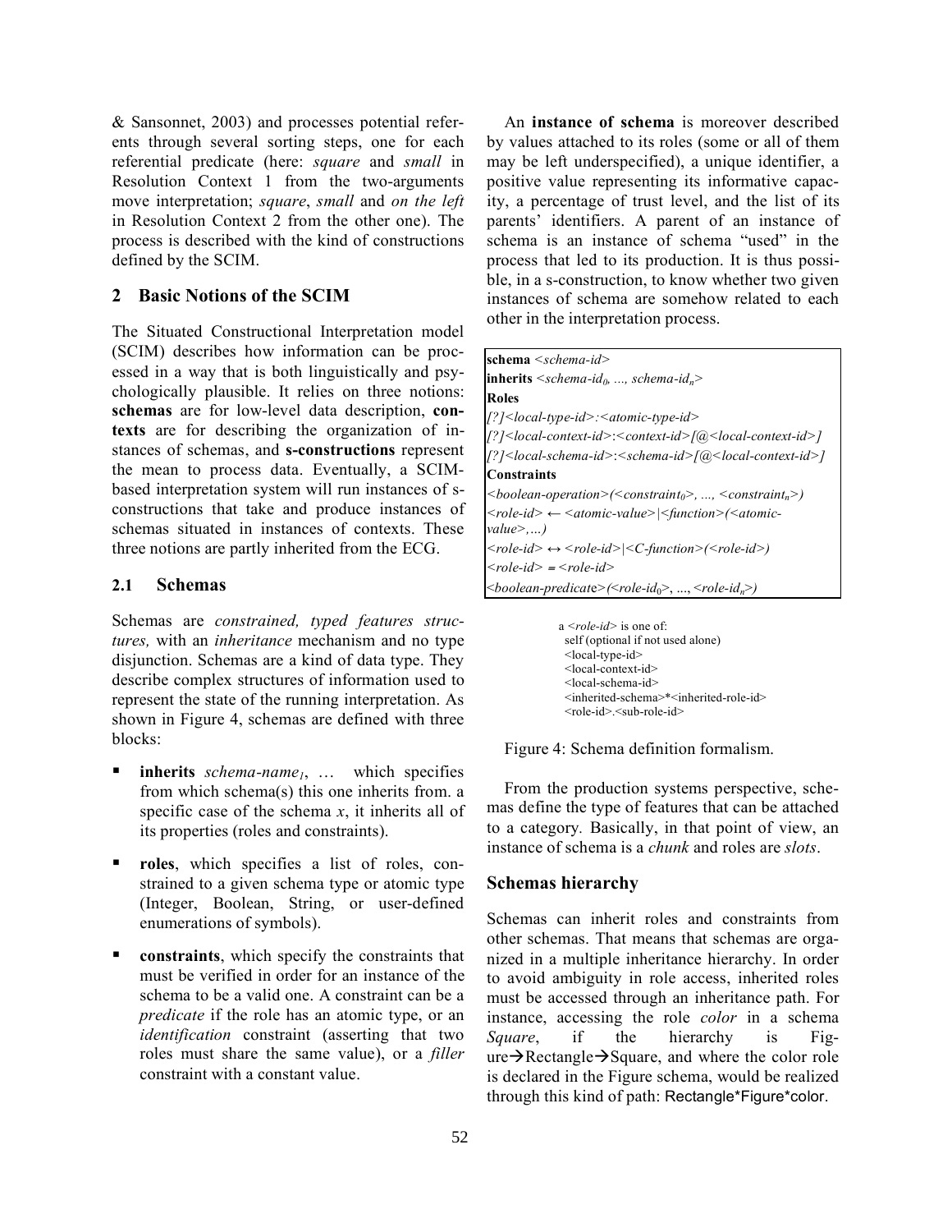& Sansonnet, 2003) and processes potential referents through several sorting steps, one for each referential predicate (here: *square* and *small* in Resolution Context 1 from the two-arguments move interpretation; *square*, *small* and *on the left* in Resolution Context 2 from the other one). The process is described with the kind of constructions defined by the SCIM.

## 2 Basic Notions of the SCIM

The Situated Constructional Interpretation model (SCIM) describes how information can be processed in a way that is both linguistically and psychologically plausible. It relies on three notions: **schemas** are for low-level data description, **contexts** are for describing the organization of instances of schemas, and **s-constructions** represent the mean to process data. Eventually, a SCIM-based interpretation system will run instances of s-constructions that take and produce instances of schemas situated in instances of contexts. These three notions are partly inherited from the ECG.

### 2.1 Schemas

Schemas are *constrained, typed features structures,* with an *inheritance* mechanism and no type disjunction. Schemas are a kind of data type. They describe complex structures of information used to represent the state of the running interpretation. As shown in Figure 4, schemas are defined with three blocks:

- **inherits** *schema-name$_1$*, … which specifies from which schema(s) this one inherits from. a specific case of the schema *x*, it inherits all of its properties (roles and constraints).
- **roles**, which specifies a list of roles, constrained to a given schema type or atomic type (Integer, Boolean, String, or user-defined enumerations of symbols).
- **constraints**, which specify the constraints that must be verified in order for an instance of the schema to be a valid one. A constraint can be a *predicate* if the role has an atomic type, or an *identification* constraint (asserting that two roles must share the same value), or a *filler* constraint with a constant value.

An **instance of schema** is moreover described by values attached to its roles (some or all of them may be left underspecified), a unique identifier, a positive value representing its informative capacity, a percentage of trust level, and the list of its parents' identifiers. A parent of an instance of schema is an instance of schema "used" in the process that led to its production. It is thus possible, in a s-construction, to know whether two given instances of schema are somehow related to each other in the interpretation process.

```
schema <schema-id>
inherits <schema-id0, ..., schema-idn>
Roles
[?]<local-type-id>:<atomic-type-id>
[?]<local-context-id>:<context-id>[@<local-context-id>]
[?]<local-schema-id>:<schema-id>[@<local-context-id>]
Constraints
<boolean-operation>(<constraint0>, ..., <constraintn>)
<role-id> ← <atomic-value>|<function>(<atomic-value>,...)
<role-id> ↔ <role-id>|<C-function>(<role-id>)
<role-id> = <role-id>
<boolean-predicate>(<role-id0>, ..., <role-idn>)
```

```
a <role-id> is one of:
  self (optional if not used alone)
  <local-type-id>
  <local-context-id>
  <local-schema-id>
  <inherited-schema>*<inherited-role-id>
  <role-id>.<sub-role-id>
```

Figure 4: Schema definition formalism.

From the production systems perspective, schemas define the type of features that can be attached to a category. Basically, in that point of view, an instance of schema is a *chunk* and roles are *slots*.

### Schemas hierarchy

Schemas can inherit roles and constraints from other schemas. That means that schemas are organized in a multiple inheritance hierarchy. In order to avoid ambiguity in role access, inherited roles must be accessed through an inheritance path. For instance, accessing the role *color* in a schema *Square*, if the hierarchy is Figure→Rectangle→Square, and where the color role is declared in the Figure schema, would be realized through this kind of path: Rectangle*Figure*color.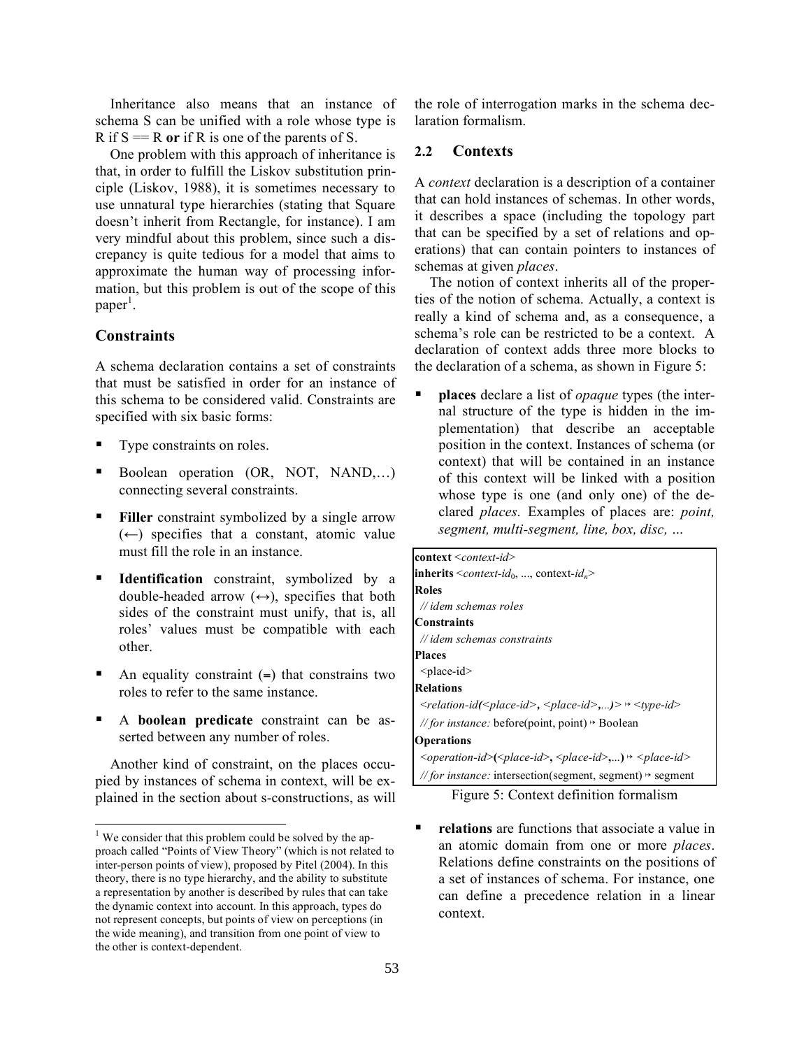Inheritance also means that an instance of schema S can be unified with a role whose type is R if S == R **or** if R is one of the parents of S.

One problem with this approach of inheritance is that, in order to fulfill the Liskov substitution principle (Liskov, 1988), it is sometimes necessary to use unnatural type hierarchies (stating that Square doesn't inherit from Rectangle, for instance). I am very mindful about this problem, since such a discrepancy is quite tedious for a model that aims to approximate the human way of processing information, but this problem is out of the scope of this paper[1].

### Constraints

A schema declaration contains a set of constraints that must be satisfied in order for an instance of this schema to be considered valid. Constraints are specified with six basic forms:

- Type constraints on roles.
- Boolean operation (OR, NOT, NAND,…) connecting several constraints.
- **Filler** constraint symbolized by a single arrow (←) specifies that a constant, atomic value must fill the role in an instance.
- **Identification** constraint, symbolized by a double-headed arrow (↔), specifies that both sides of the constraint must unify, that is, all roles' values must be compatible with each other.
- An equality constraint (**=**) that constrains two roles to refer to the same instance.
- A **boolean predicate** constraint can be asserted between any number of roles.

Another kind of constraint, on the places occupied by instances of schema in context, will be explained in the section about s-constructions, as will the role of interrogation marks in the schema declaration formalism.

## 2.2 Contexts

A *context* declaration is a description of a container that can hold instances of schemas. In other words, it describes a space (including the topology part that can be specified by a set of relations and operations) that can contain pointers to instances of schemas at given *places*.

The notion of context inherits all of the properties of the notion of schema. Actually, a context is really a kind of schema and, as a consequence, a schema's role can be restricted to be a context. A declaration of context adds three more blocks to the declaration of a schema, as shown in Figure 5:

- **places** declare a list of *opaque* types (the internal structure of the type is hidden in the implementation) that describe an acceptable position in the context. Instances of schema (or context) that will be contained in an instance of this context will be linked with a position whose type is one (and only one) of the declared *places.* Examples of places are: *point, segment, multi-segment, line, box, disc, …*

```
context <context-id>
inherits <context-id0, ..., context-idn>
Roles
  // idem schemas roles
Constraints
  // idem schemas constraints
Places
  <place-id>
Relations
  <relation-id(<place-id>, <place-id>,...)> ↦ <type-id>
  // for instance: before(point, point) ↦ Boolean
Operations
  <operation-id>(<place-id>, <place-id>,...) ↦ <place-id>
  // for instance: intersection(segment, segment) ↦ segment
```

Figure 5: Context definition formalism

- **relations** are functions that associate a value in an atomic domain from one or more *places*. Relations define constraints on the positions of a set of instances of schema. For instance, one can define a precedence relation in a linear context.

[1] We consider that this problem could be solved by the approach called "Points of View Theory" (which is not related to inter-person points of view), proposed by Pitel (2004). In this theory, there is no type hierarchy, and the ability to substitute a representation by another is described by rules that can take the dynamic context into account. In this approach, types do not represent concepts, but points of view on perceptions (in the wide meaning), and transition from one point of view to the other is context-dependent.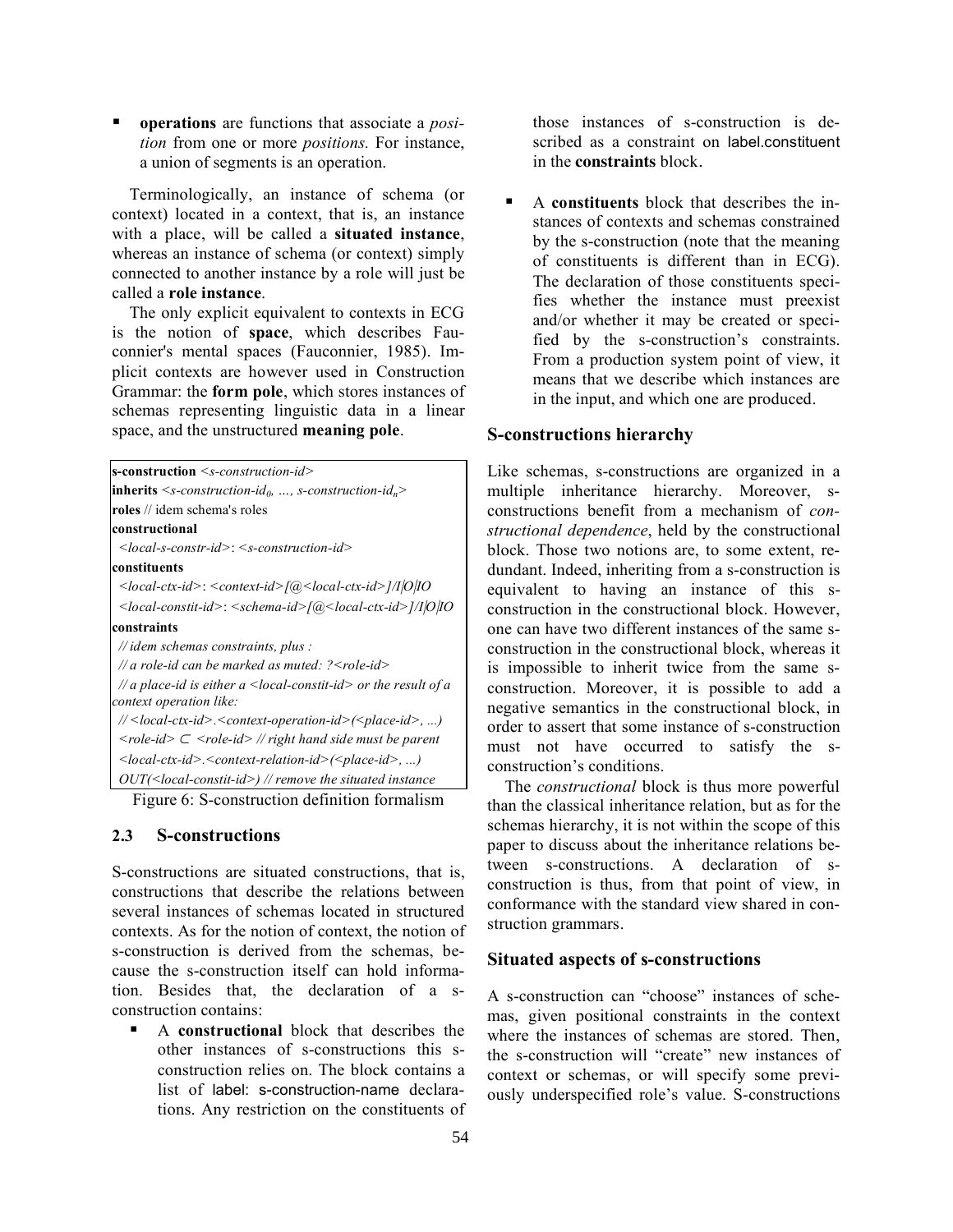- **operations** are functions that associate a *position* from one or more *positions*. For instance, a union of segments is an operation.

Terminologically, an instance of schema (or context) located in a context, that is, an instance with a place, will be called a **situated instance**, whereas an instance of schema (or context) simply connected to another instance by a role will just be called a **role instance**.

The only explicit equivalent to contexts in ECG is the notion of **space**, which describes Fauconnier's mental spaces (Fauconnier, 1985). Implicit contexts are however used in Construction Grammar: the **form pole**, which stores instances of schemas representing linguistic data in a linear space, and the unstructured **meaning pole**.

```
s-construction <s-construction-id>
inherits <s-construction-id_0, …, s-construction-id_n>
roles // idem schema's roles
constructional
  <local-s-constr-id>: <s-construction-id>
constituents
  <local-ctx-id>: <context-id>[@<local-ctx-id>]/I|O|IO
  <local-constit-id>: <schema-id>[@<local-ctx-id>]/I|O|IO
constraints
  // idem schemas constraints, plus :
  // a role-id can be marked as muted: ?<role-id>
  // a place-id is either a <local-constit-id> or the result of a
context operation like:
  // <local-ctx-id>.<context-operation-id>(<place-id>, ...)
  <role-id> ⊂ <role-id> // right hand side must be parent
  <local-ctx-id>.<context-relation-id>(<place-id>, ...)
  OUT(<local-constit-id>) // remove the situated instance
```

Figure 6: S-construction definition formalism

## 2.3 S-constructions

S-constructions are situated constructions, that is, constructions that describe the relations between several instances of schemas located in structured contexts. As for the notion of context, the notion of s-construction is derived from the schemas, because the s-construction itself can hold information. Besides that, the declaration of a s-construction contains:

- A **constructional** block that describes the other instances of s-constructions this s-construction relies on. The block contains a list of label: s-construction-name declarations. Any restriction on the constituents of those instances of s-construction is described as a constraint on label.constituent in the **constraints** block.
- A **constituents** block that describes the instances of contexts and schemas constrained by the s-construction (note that the meaning of constituents is different than in ECG). The declaration of those constituents specifies whether the instance must preexist and/or whether it may be created or specified by the s-construction's constraints. From a production system point of view, it means that we describe which instances are in the input, and which one are produced.

### S-constructions hierarchy

Like schemas, s-constructions are organized in a multiple inheritance hierarchy. Moreover, s-constructions benefit from a mechanism of *constructional dependence*, held by the constructional block. Those two notions are, to some extent, redundant. Indeed, inheriting from a s-construction is equivalent to having an instance of this s-construction in the constructional block. However, one can have two different instances of the same s-construction in the constructional block, whereas it is impossible to inherit twice from the same s-construction. Moreover, it is possible to add a negative semantics in the constructional block, in order to assert that some instance of s-construction must not have occurred to satisfy the s-construction's conditions.

The *constructional* block is thus more powerful than the classical inheritance relation, but as for the schemas hierarchy, it is not within the scope of this paper to discuss about the inheritance relations between s-constructions. A declaration of s-construction is thus, from that point of view, in conformance with the standard view shared in construction grammars.

### Situated aspects of s-constructions

A s-construction can "choose" instances of schemas, given positional constraints in the context where the instances of schemas are stored. Then, the s-construction will "create" new instances of context or schemas, or will specify some previously underspecified role's value. S-constructions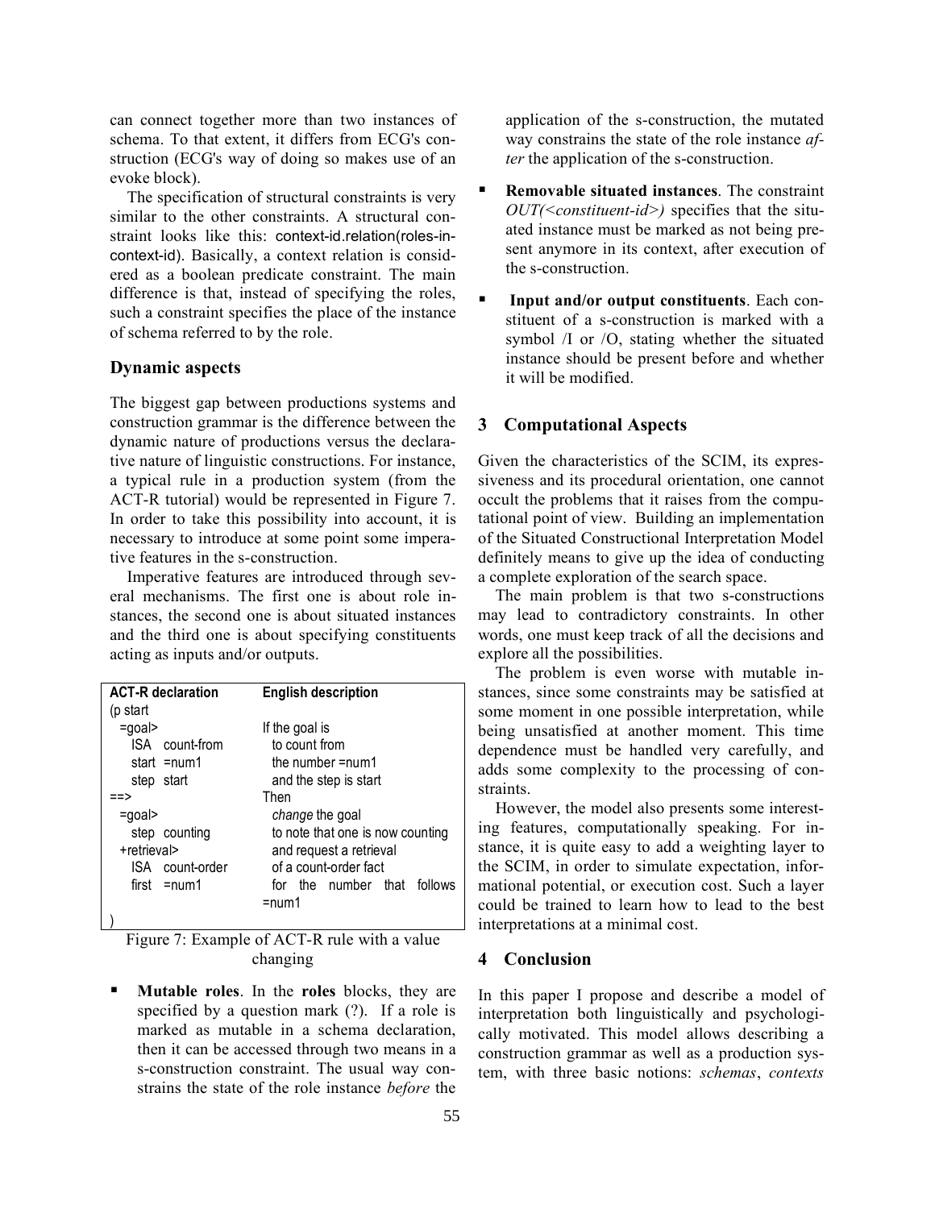can connect together more than two instances of schema. To that extent, it differs from ECG's construction (ECG's way of doing so makes use of an evoke block).

The specification of structural constraints is very similar to the other constraints. A structural constraint looks like this: context-id.relation(roles-in-context-id). Basically, a context relation is considered as a boolean predicate constraint. The main difference is that, instead of specifying the roles, such a constraint specifies the place of the instance of schema referred to by the role.

### Dynamic aspects

The biggest gap between productions systems and construction grammar is the difference between the dynamic nature of productions versus the declarative nature of linguistic constructions. For instance, a typical rule in a production system (from the ACT-R tutorial) would be represented in Figure 7. In order to take this possibility into account, it is necessary to introduce at some point some imperative features in the s-construction.

Imperative features are introduced through several mechanisms. The first one is about role instances, the second one is about situated instances and the third one is about specifying constituents acting as inputs and/or outputs.

| ACT-R declaration | English description |
|---|---|
| (p start | |
| =goal> | If the goal is |
| ISA count-from | to count from |
| start =num1 | the number =num1 |
| step start | and the step is start |
| ==> | Then |
| =goal> | *change* the goal |
| step counting | to note that one is now counting |
| +retrieval> | and request a retrieval |
| ISA count-order | of a count-order fact |
| first =num1 | for the number that follows =num1 |
| ) | |

Figure 7: Example of ACT-R rule with a value changing

- **Mutable roles**. In the **roles** blocks, they are specified by a question mark (?). If a role is marked as mutable in a schema declaration, then it can be accessed through two means in a s-construction constraint. The usual way constrains the state of the role instance *before* the application of the s-construction, the mutated way constrains the state of the role instance *after* the application of the s-construction.
- **Removable situated instances**. The constraint *OUT(<constituent-id>)* specifies that the situated instance must be marked as not being present anymore in its context, after execution of the s-construction.
- **Input and/or output constituents**. Each constituent of a s-construction is marked with a symbol /I or /O, stating whether the situated instance should be present before and whether it will be modified.

## 3 Computational Aspects

Given the characteristics of the SCIM, its expressiveness and its procedural orientation, one cannot occult the problems that it raises from the computational point of view. Building an implementation of the Situated Constructional Interpretation Model definitely means to give up the idea of conducting a complete exploration of the search space.

The main problem is that two s-constructions may lead to contradictory constraints. In other words, one must keep track of all the decisions and explore all the possibilities.

The problem is even worse with mutable instances, since some constraints may be satisfied at some moment in one possible interpretation, while being unsatisfied at another moment. This time dependence must be handled very carefully, and adds some complexity to the processing of constraints.

However, the model also presents some interesting features, computationally speaking. For instance, it is quite easy to add a weighting layer to the SCIM, in order to simulate expectation, informational potential, or execution cost. Such a layer could be trained to learn how to lead to the best interpretations at a minimal cost.

## 4 Conclusion

In this paper I propose and describe a model of interpretation both linguistically and psychologically motivated. This model allows describing a construction grammar as well as a production system, with three basic notions: *schemas*, *contexts*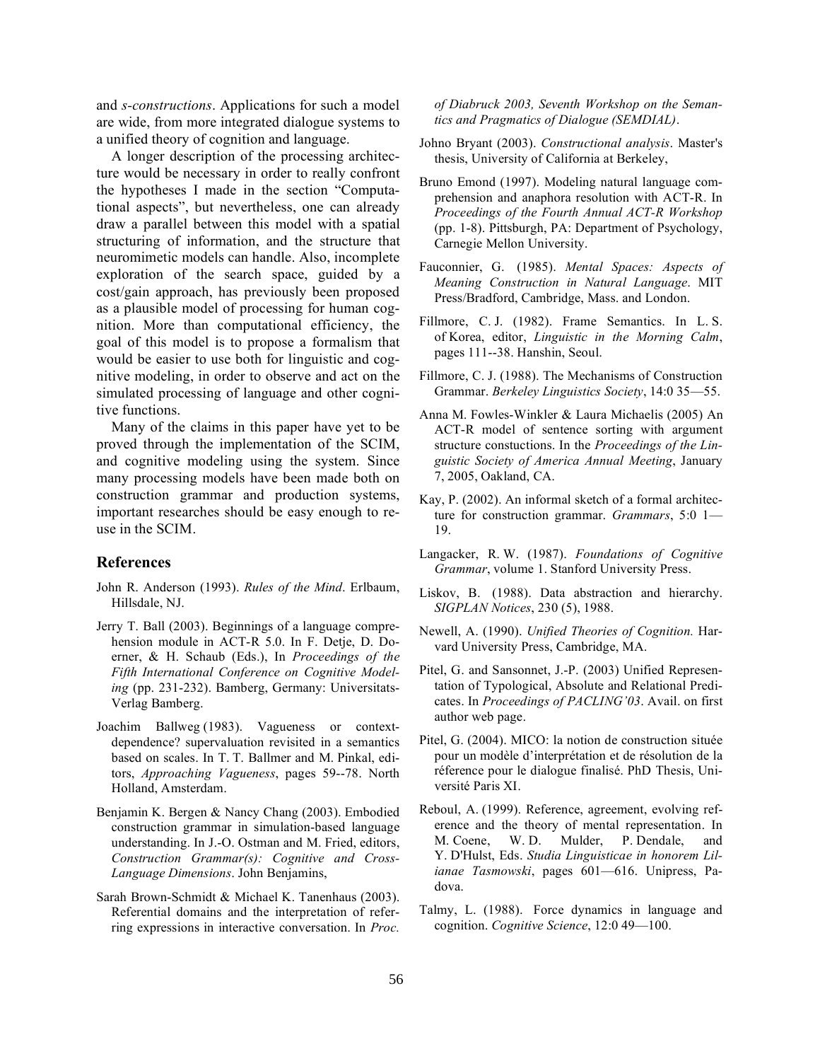and *s-constructions*. Applications for such a model are wide, from more integrated dialogue systems to a unified theory of cognition and language.

A longer description of the processing architecture would be necessary in order to really confront the hypotheses I made in the section "Computational aspects", but nevertheless, one can already draw a parallel between this model with a spatial structuring of information, and the structure that neuromimetic models can handle. Also, incomplete exploration of the search space, guided by a cost/gain approach, has previously been proposed as a plausible model of processing for human cognition. More than computational efficiency, the goal of this model is to propose a formalism that would be easier to use both for linguistic and cognitive modeling, in order to observe and act on the simulated processing of language and other cognitive functions.

Many of the claims in this paper have yet to be proved through the implementation of the SCIM, and cognitive modeling using the system. Since many processing models have been made both on construction grammar and production systems, important researches should be easy enough to re-use in the SCIM.

## References

John R. Anderson (1993). *Rules of the Mind*. Erlbaum, Hillsdale, NJ.

Jerry T. Ball (2003). Beginnings of a language comprehension module in ACT-R 5.0. In F. Detje, D. Doerner, & H. Schaub (Eds.), In *Proceedings of the Fifth International Conference on Cognitive Modeling* (pp. 231-232). Bamberg, Germany: Universitats-Verlag Bamberg.

Joachim Ballweg (1983). Vagueness or context-dependence? supervaluation revisited in a semantics based on scales. In T. T. Ballmer and M. Pinkal, editors, *Approaching Vagueness*, pages 59--78. North Holland, Amsterdam.

Benjamin K. Bergen & Nancy Chang (2003). Embodied construction grammar in simulation-based language understanding. In J.-O. Ostman and M. Fried, editors, *Construction Grammar(s): Cognitive and Cross-Language Dimensions*. John Benjamins,

Sarah Brown-Schmidt & Michael K. Tanenhaus (2003). Referential domains and the interpretation of referring expressions in interactive conversation. In *Proc. of Diabruck 2003, Seventh Workshop on the Semantics and Pragmatics of Dialogue (SEMDIAL)*.

Johno Bryant (2003). *Constructional analysis*. Master's thesis, University of California at Berkeley,

Bruno Emond (1997). Modeling natural language comprehension and anaphora resolution with ACT-R. In *Proceedings of the Fourth Annual ACT-R Workshop* (pp. 1-8). Pittsburgh, PA: Department of Psychology, Carnegie Mellon University.

Fauconnier, G. (1985). *Mental Spaces: Aspects of Meaning Construction in Natural Language*. MIT Press/Bradford, Cambridge, Mass. and London.

Fillmore, C. J. (1982). Frame Semantics. In L. S. of Korea, editor, *Linguistic in the Morning Calm*, pages 111--38. Hanshin, Seoul.

Fillmore, C. J. (1988). The Mechanisms of Construction Grammar. *Berkeley Linguistics Society*, 14:0 35—55.

Anna M. Fowles-Winkler & Laura Michaelis (2005) An ACT-R model of sentence sorting with argument structure constuctions. In the *Proceedings of the Linguistic Society of America Annual Meeting*, January 7, 2005, Oakland, CA.

Kay, P. (2002). An informal sketch of a formal architecture for construction grammar. *Grammars*, 5:0 1—19.

Langacker, R. W. (1987). *Foundations of Cognitive Grammar*, volume 1. Stanford University Press.

Liskov, B. (1988). Data abstraction and hierarchy. *SIGPLAN Notices*, 230 (5), 1988.

Newell, A. (1990). *Unified Theories of Cognition.* Harvard University Press, Cambridge, MA.

Pitel, G. and Sansonnet, J.-P. (2003) Unified Representation of Typological, Absolute and Relational Predicates. In *Proceedings of PACLING'03*. Avail. on first author web page.

Pitel, G. (2004). MICO: la notion de construction située pour un modèle d'interprétation et de résolution de la réference pour le dialogue finalisé. PhD Thesis, Université Paris XI.

Reboul, A. (1999). Reference, agreement, evolving reference and the theory of mental representation. In M. Coene, W. D. Mulder, P. Dendale, and Y. D'Hulst, Eds. *Studia Linguisticae in honorem Lilianae Tasmowski*, pages 601—616. Unipress, Padova.

Talmy, L. (1988). Force dynamics in language and cognition. *Cognitive Science*, 12:0 49—100.